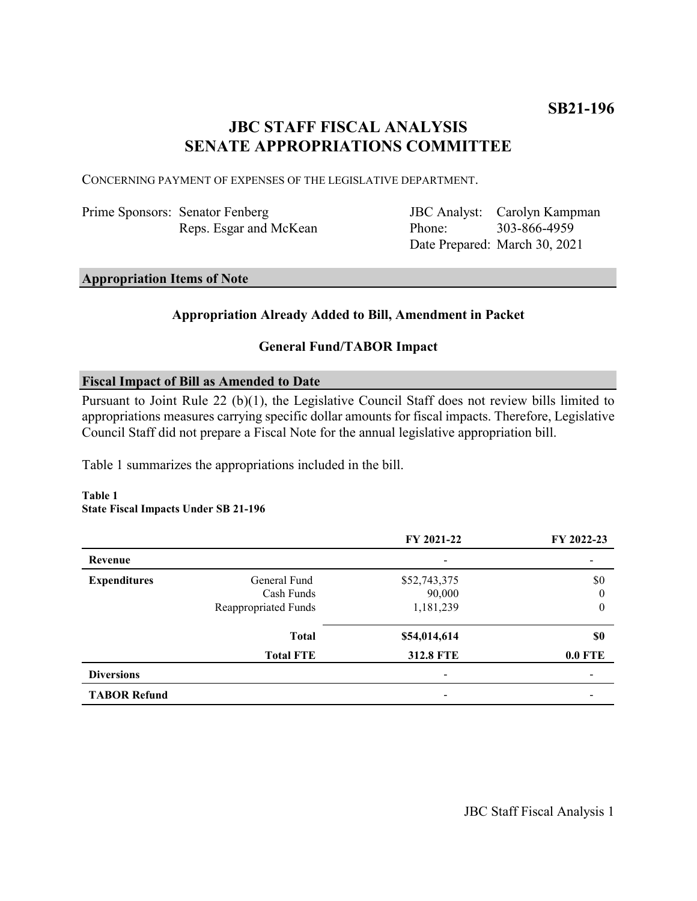**SB21-196**

# JBC STAFF FISCAL ANALYSIS
# SENATE APPROPRIATIONS COMMITTEE

CONCERNING PAYMENT OF EXPENSES OF THE LEGISLATIVE DEPARTMENT.

| | | | |
|---|---|---|---|
| Prime Sponsors: | Senator Fenberg | JBC Analyst: | Carolyn Kampman |
| | Reps. Esgar and McKean | Phone: | 303-866-4959 |
| | | Date Prepared: | March 30, 2021 |

## Appropriation Items of Note

**Appropriation Already Added to Bill, Amendment in Packet**

**General Fund/TABOR Impact**

## Fiscal Impact of Bill as Amended to Date

Pursuant to Joint Rule 22 (b)(1), the Legislative Council Staff does not review bills limited to appropriations measures carrying specific dollar amounts for fiscal impacts. Therefore, Legislative Council Staff did not prepare a Fiscal Note for the annual legislative appropriation bill.

Table 1 summarizes the appropriations included in the bill.

**Table 1**
**State Fiscal Impacts Under SB 21-196**

| | | FY 2021-22 | FY 2022-23 |
|---|---|---|---|
| **Revenue** | | - | - |
| **Expenditures** | General Fund | $52,743,375 | $0 |
| | Cash Funds | 90,000 | 0 |
| | Reappropriated Funds | 1,181,239 | 0 |
| | **Total** | **$54,014,614** | **$0** |
| | **Total FTE** | **312.8 FTE** | **0.0 FTE** |
| **Diversions** | | - | - |
| **TABOR Refund** | | - | - |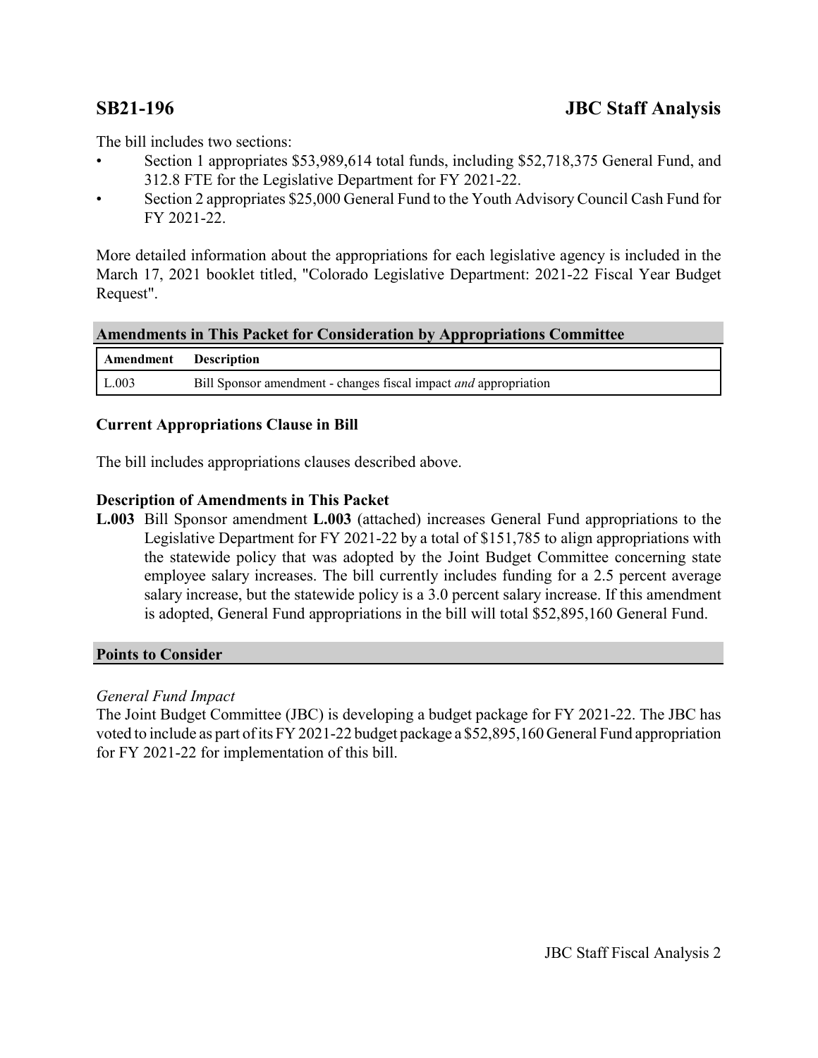## SB21-196 JBC Staff Analysis

The bill includes two sections:

- Section 1 appropriates $53,989,614 total funds, including $52,718,375 General Fund, and 312.8 FTE for the Legislative Department for FY 2021-22.
- Section 2 appropriates $25,000 General Fund to the Youth Advisory Council Cash Fund for FY 2021-22.

More detailed information about the appropriations for each legislative agency is included in the March 17, 2021 booklet titled, "Colorado Legislative Department: 2021-22 Fiscal Year Budget Request".

### Amendments in This Packet for Consideration by Appropriations Committee

| Amendment | Description |
|---|---|
| L.003 | Bill Sponsor amendment - changes fiscal impact *and* appropriation |

### Current Appropriations Clause in Bill

The bill includes appropriations clauses described above.

### Description of Amendments in This Packet

**L.003** Bill Sponsor amendment **L.003** (attached) increases General Fund appropriations to the Legislative Department for FY 2021-22 by a total of $151,785 to align appropriations with the statewide policy that was adopted by the Joint Budget Committee concerning state employee salary increases. The bill currently includes funding for a 2.5 percent average salary increase, but the statewide policy is a 3.0 percent salary increase. If this amendment is adopted, General Fund appropriations in the bill will total $52,895,160 General Fund.

### Points to Consider

*General Fund Impact*

The Joint Budget Committee (JBC) is developing a budget package for FY 2021-22. The JBC has voted to include as part of its FY 2021-22 budget package a $52,895,160 General Fund appropriation for FY 2021-22 for implementation of this bill.